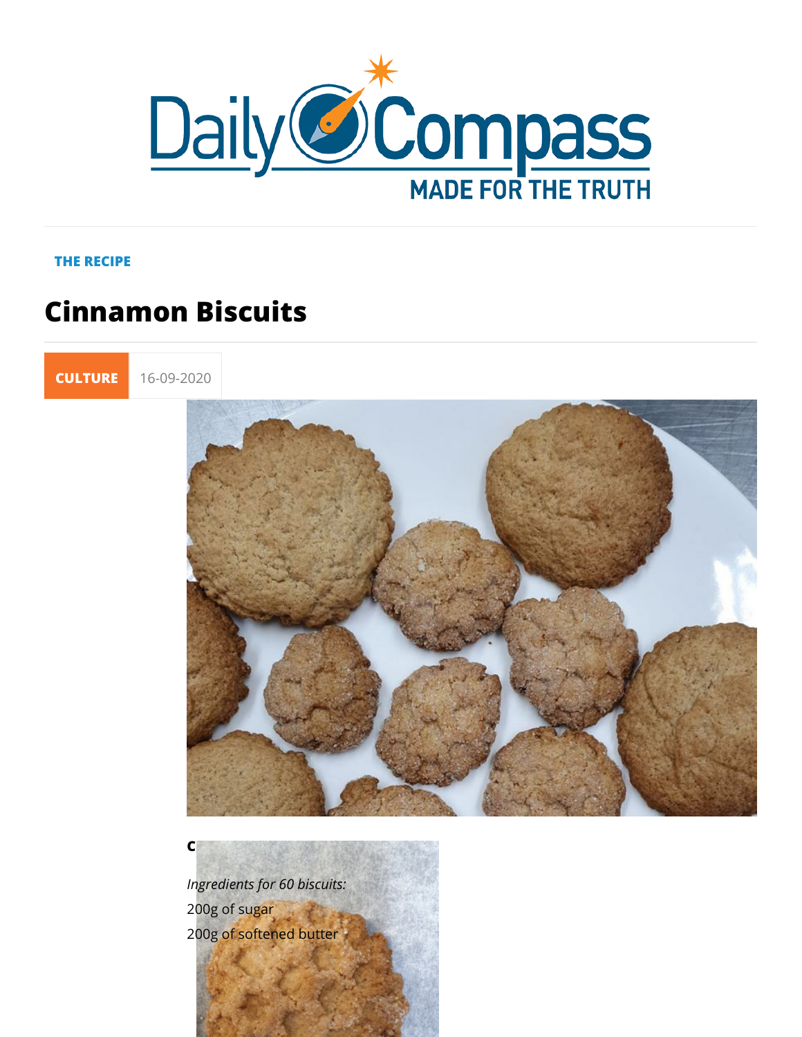THE RECIPE

# Cinnamon Biscuits

CULTURE 16-09-2020

C

*Ingredients for 60 biscuits:*

200g of sugar

200g of softened butter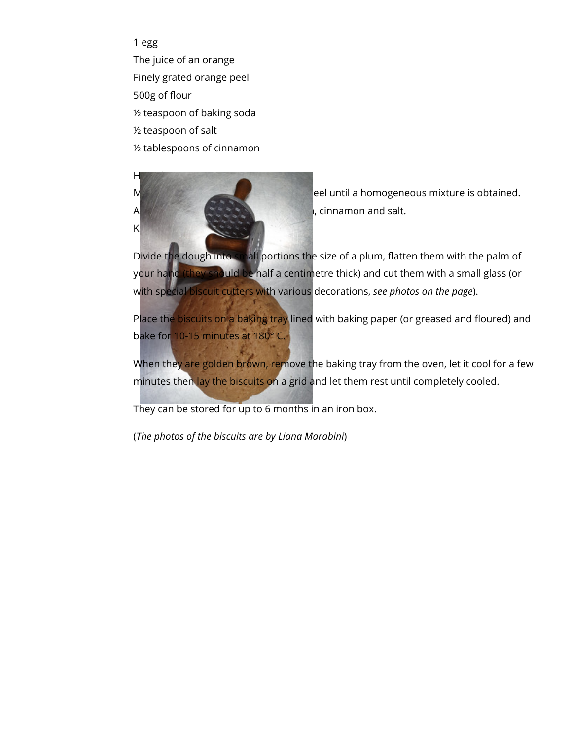1 egg

The juice of an orange

Finely grated orange peel

500g of flour

½ teaspoon of baking soda

½ teaspoon of salt

½ tablespoons of cinnamon

H

M eel until a homogeneous mixture is obtained.

A , cinnamon and salt.

K

Divide the dough into small portions the size of a plum, flatten them with the palm of your hand (they should be half a centimetre thick) and cut them with a small glass (or with special biscuit cutters with various decorations, *see photos on the page*).

Place the biscuits on a baking tray lined with baking paper (or greased and floured) and bake for 10-15 minutes at 180° C.

When they are golden brown, remove the baking tray from the oven, let it cool for a few minutes then lay the biscuits on a grid and let them rest until completely cooled.

They can be stored for up to 6 months in an iron box.

(*The photos of the biscuits are by Liana Marabini*)